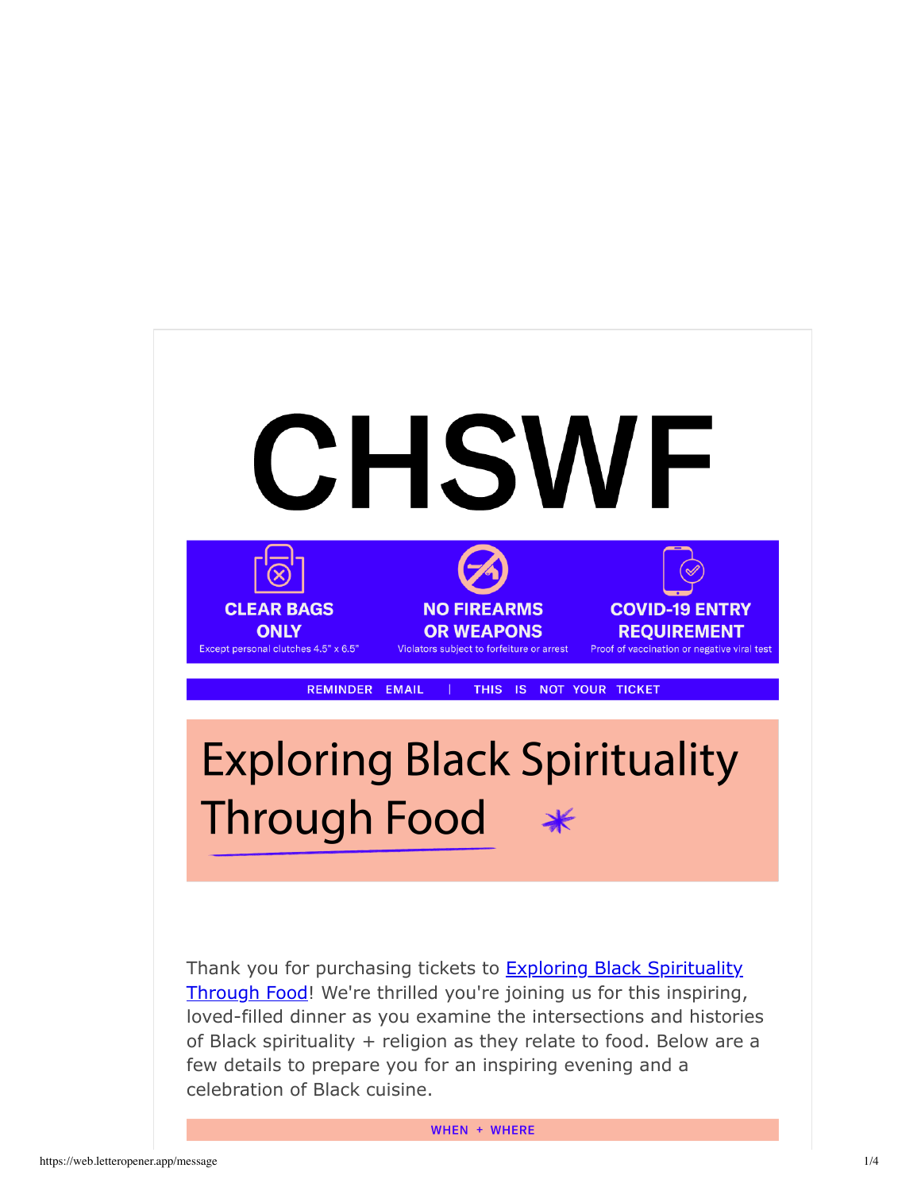# CHSWF

**CLEAR BAGS ONLY**
Except personal clutches 4.5" x 6.5"

**NO FIREARMS OR WEAPONS**
Violators subject to forfeiture or arrest

**COVID-19 ENTRY REQUIREMENT**
Proof of vaccination or negative viral test

REMINDER EMAIL | THIS IS NOT YOUR TICKET

## Exploring Black Spirituality Through Food

Thank you for purchasing tickets to Exploring Black Spirituality Through Food! We're thrilled you're joining us for this inspiring, loved-filled dinner as you examine the intersections and histories of Black spirituality + religion as they relate to food. Below are a few details to prepare you for an inspiring evening and a celebration of Black cuisine.

WHEN + WHERE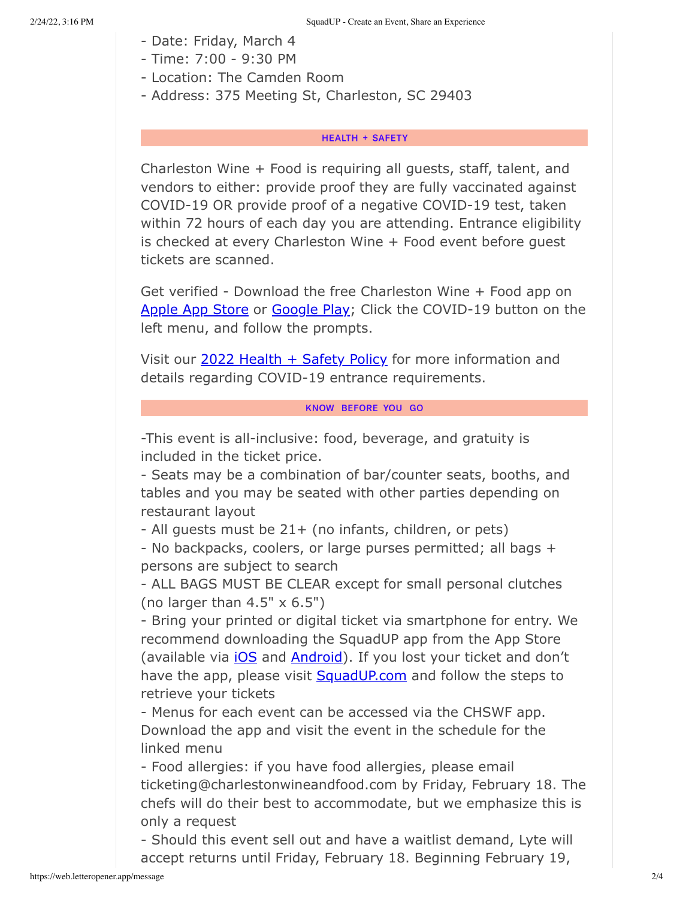- Date: Friday, March 4
- Time: 7:00 - 9:30 PM
- Location: The Camden Room
- Address: 375 Meeting St, Charleston, SC 29403

## HEALTH + SAFETY

Charleston Wine + Food is requiring all guests, staff, talent, and vendors to either: provide proof they are fully vaccinated against COVID-19 OR provide proof of a negative COVID-19 test, taken within 72 hours of each day you are attending. Entrance eligibility is checked at every Charleston Wine + Food event before guest tickets are scanned.

Get verified - Download the free Charleston Wine + Food app on Apple App Store or Google Play; Click the COVID-19 button on the left menu, and follow the prompts.

Visit our 2022 Health + Safety Policy for more information and details regarding COVID-19 entrance requirements.

## KNOW BEFORE YOU GO

-This event is all-inclusive: food, beverage, and gratuity is included in the ticket price.
- Seats may be a combination of bar/counter seats, booths, and tables and you may be seated with other parties depending on restaurant layout
- All guests must be 21+ (no infants, children, or pets)
- No backpacks, coolers, or large purses permitted; all bags + persons are subject to search
- ALL BAGS MUST BE CLEAR except for small personal clutches (no larger than 4.5" x 6.5")
- Bring your printed or digital ticket via smartphone for entry. We recommend downloading the SquadUP app from the App Store (available via iOS and Android). If you lost your ticket and don't have the app, please visit SquadUP.com and follow the steps to retrieve your tickets
- Menus for each event can be accessed via the CHSWF app. Download the app and visit the event in the schedule for the linked menu
- Food allergies: if you have food allergies, please email ticketing@charlestonwineandfood.com by Friday, February 18. The chefs will do their best to accommodate, but we emphasize this is only a request
- Should this event sell out and have a waitlist demand, Lyte will accept returns until Friday, February 18. Beginning February 19,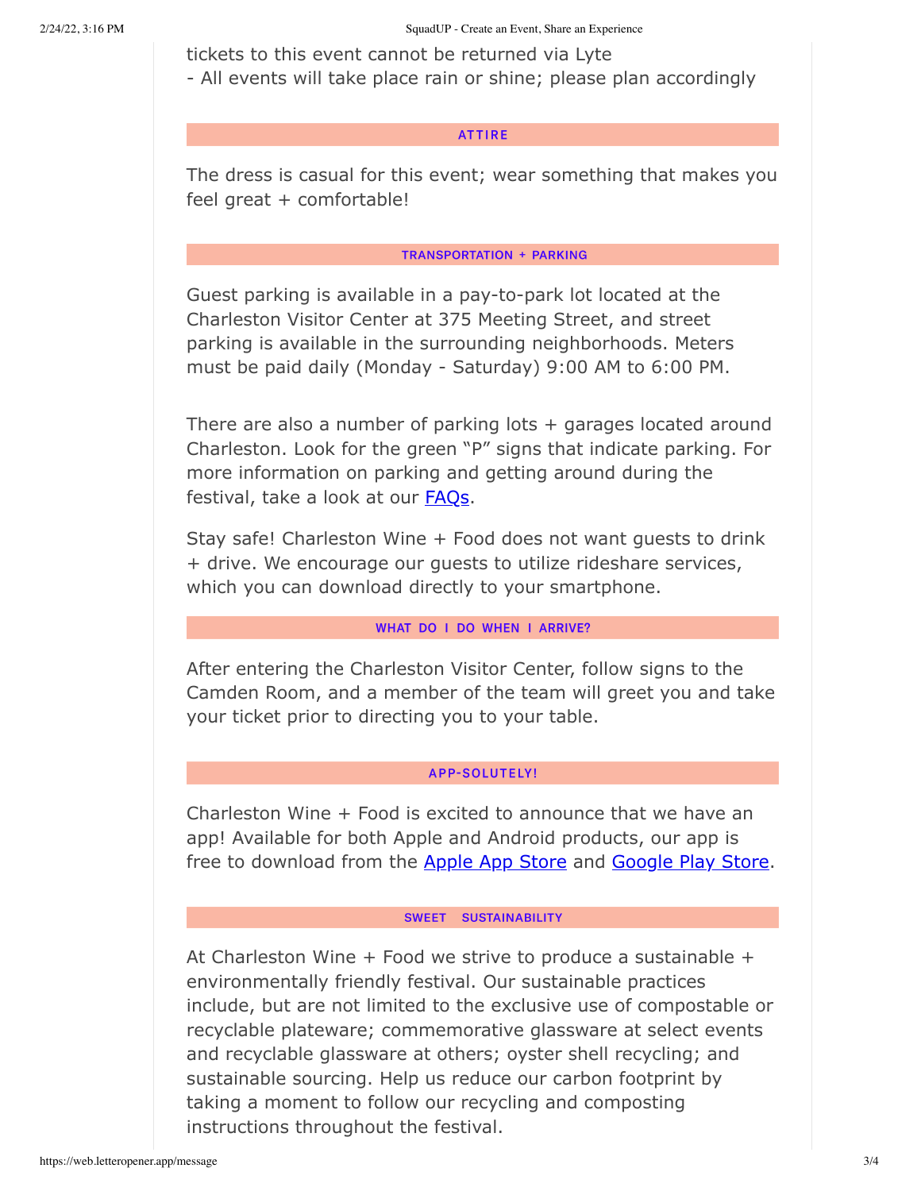tickets to this event cannot be returned via Lyte
- All events will take place rain or shine; please plan accordingly

## ATTIRE

The dress is casual for this event; wear something that makes you feel great + comfortable!

## TRANSPORTATION + PARKING

Guest parking is available in a pay-to-park lot located at the Charleston Visitor Center at 375 Meeting Street, and street parking is available in the surrounding neighborhoods. Meters must be paid daily (Monday - Saturday) 9:00 AM to 6:00 PM.

There are also a number of parking lots + garages located around Charleston. Look for the green "P" signs that indicate parking. For more information on parking and getting around during the festival, take a look at our FAQs.

Stay safe! Charleston Wine + Food does not want guests to drink + drive. We encourage our guests to utilize rideshare services, which you can download directly to your smartphone.

## WHAT DO I DO WHEN I ARRIVE?

After entering the Charleston Visitor Center, follow signs to the Camden Room, and a member of the team will greet you and take your ticket prior to directing you to your table.

## APP-SOLUTELY!

Charleston Wine + Food is excited to announce that we have an app! Available for both Apple and Android products, our app is free to download from the Apple App Store and Google Play Store.

## SWEET SUSTAINABILITY

At Charleston Wine + Food we strive to produce a sustainable + environmentally friendly festival. Our sustainable practices include, but are not limited to the exclusive use of compostable or recyclable plateware; commemorative glassware at select events and recyclable glassware at others; oyster shell recycling; and sustainable sourcing. Help us reduce our carbon footprint by taking a moment to follow our recycling and composting instructions throughout the festival.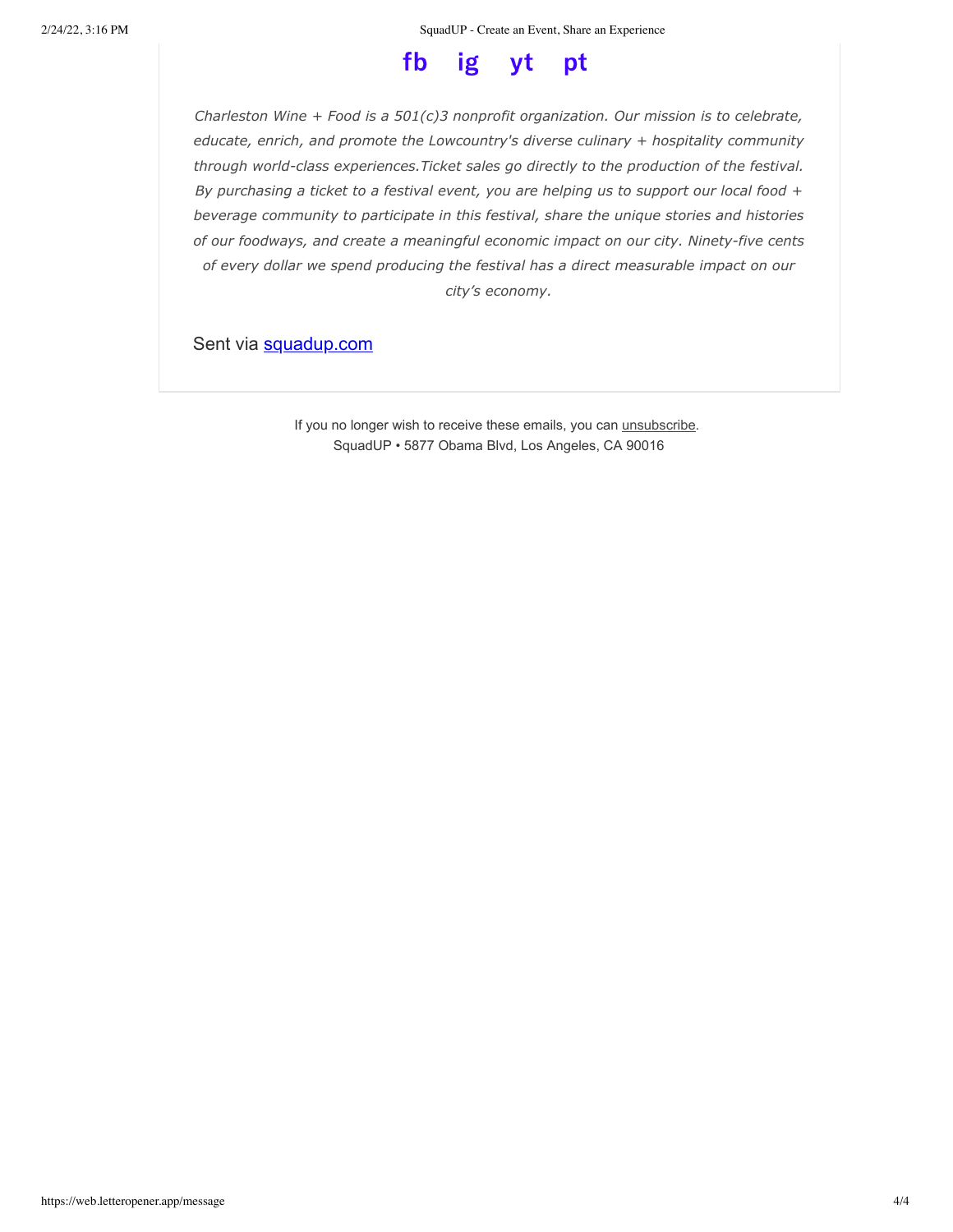**fb ig yt pt**

*Charleston Wine + Food is a 501(c)3 nonprofit organization. Our mission is to celebrate, educate, enrich, and promote the Lowcountry's diverse culinary + hospitality community through world-class experiences.Ticket sales go directly to the production of the festival. By purchasing a ticket to a festival event, you are helping us to support our local food + beverage community to participate in this festival, share the unique stories and histories of our foodways, and create a meaningful economic impact on our city. Ninety-five cents of every dollar we spend producing the festival has a direct measurable impact on our city's economy.*

Sent via squadup.com

If you no longer wish to receive these emails, you can unsubscribe.
SquadUP • 5877 Obama Blvd, Los Angeles, CA 90016